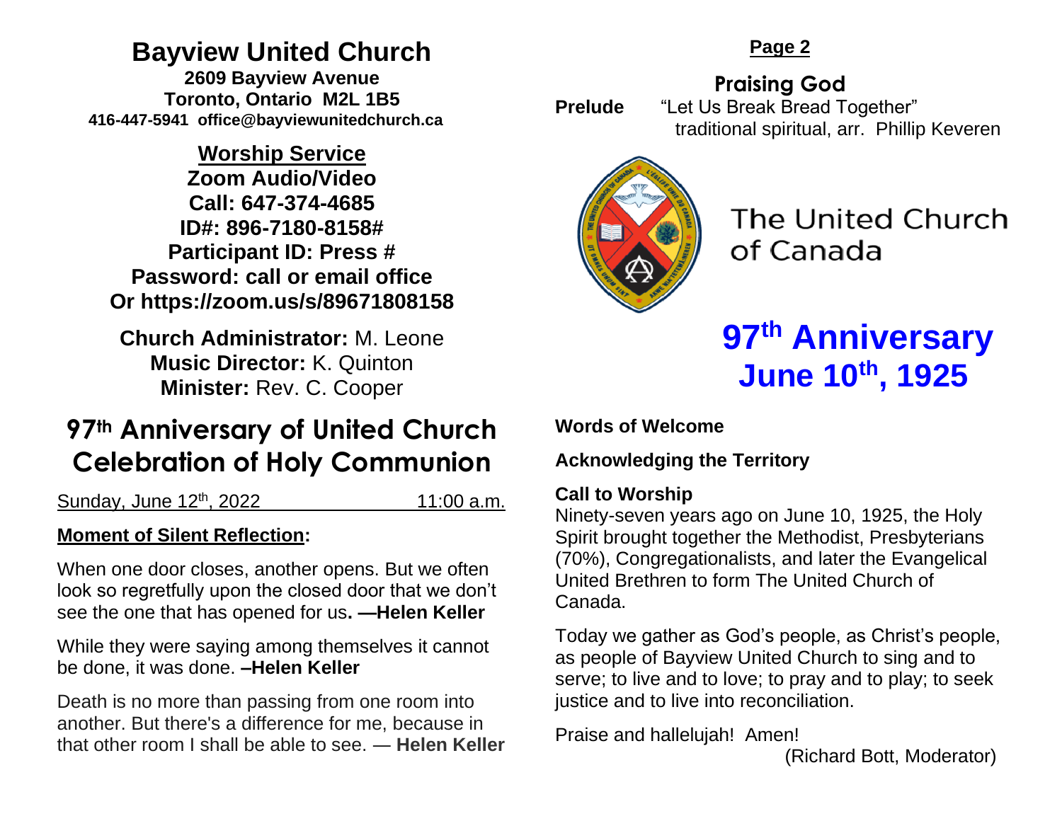# Bayview United Church

**2609 Bayview Avenue**
**Toronto, Ontario M2L 1B5**
**416-447-5941 office@bayviewunitedchurch.ca**

## Worship Service

**Zoom Audio/Video**
**Call: 647-374-4685**
**ID#: 896-7180-8158#**
**Participant ID: Press #**
**Password: call or email office**
**Or https://zoom.us/s/89671808158**

**Church Administrator:** M. Leone
**Music Director:** K. Quinton
**Minister:** Rev. C. Cooper

## 97th Anniversary of United Church Celebration of Holy Communion

Sunday, June 12th, 2022 11:00 a.m.

**Moment of Silent Reflection:**

When one door closes, another opens. But we often look so regretfully upon the closed door that we don't see the one that has opened for us**. —Helen Keller**

While they were saying among themselves it cannot be done, it was done. **–Helen Keller**

Death is no more than passing from one room into another. But there's a difference for me, because in that other room I shall be able to see. — **Helen Keller**

**Page 2**

## Praising God

**Prelude** "Let Us Break Bread Together"
traditional spiritual, arr. Phillip Keveren

The United Church of Canada

## 97th Anniversary June 10th, 1925

**Words of Welcome**

**Acknowledging the Territory**

**Call to Worship**

Ninety-seven years ago on June 10, 1925, the Holy Spirit brought together the Methodist, Presbyterians (70%), Congregationalists, and later the Evangelical United Brethren to form The United Church of Canada.

Today we gather as God's people, as Christ's people, as people of Bayview United Church to sing and to serve; to live and to love; to pray and to play; to seek justice and to live into reconciliation.

Praise and hallelujah! Amen!
(Richard Bott, Moderator)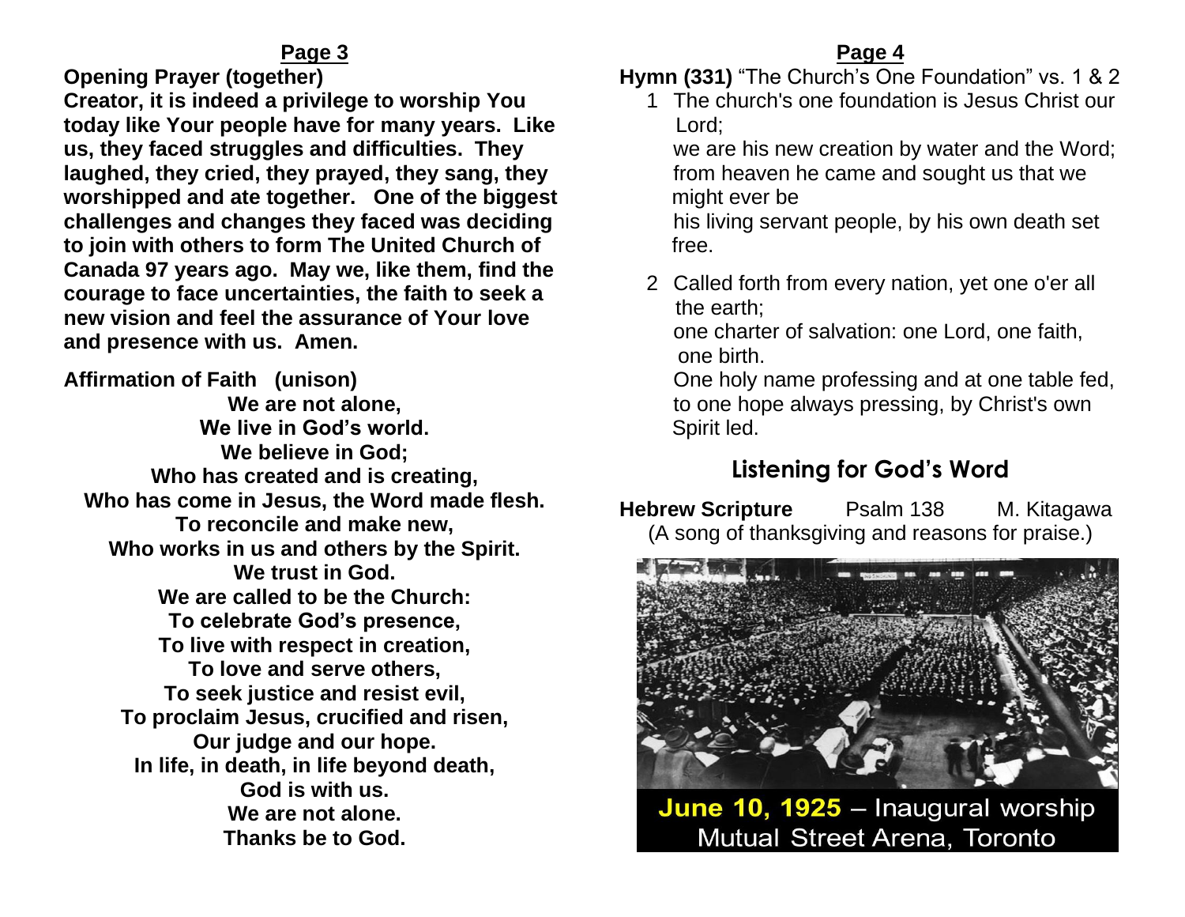**Page 3**

**Opening Prayer (together)**

**Creator, it is indeed a privilege to worship You today like Your people have for many years. Like us, they faced struggles and difficulties. They laughed, they cried, they prayed, they sang, they worshipped and ate together. One of the biggest challenges and changes they faced was deciding to join with others to form The United Church of Canada 97 years ago. May we, like them, find the courage to face uncertainties, the faith to seek a new vision and feel the assurance of Your love and presence with us. Amen.**

**Affirmation of Faith (unison)**

**We are not alone,**
**We live in God's world.**
**We believe in God;**
**Who has created and is creating,**
**Who has come in Jesus, the Word made flesh.**
**To reconcile and make new,**
**Who works in us and others by the Spirit.**
**We trust in God.**
**We are called to be the Church:**
**To celebrate God's presence,**
**To live with respect in creation,**
**To love and serve others,**
**To seek justice and resist evil,**
**To proclaim Jesus, crucified and risen,**
**Our judge and our hope.**
**In life, in death, in life beyond death,**
**God is with us.**
**We are not alone.**
**Thanks be to God.**

**Page 4**

**Hymn (331)** "The Church's One Foundation" vs. 1 & 2

1 The church's one foundation is Jesus Christ our Lord;
we are his new creation by water and the Word;
from heaven he came and sought us that we might ever be
his living servant people, by his own death set free.

2 Called forth from every nation, yet one o'er all the earth;
one charter of salvation: one Lord, one faith, one birth.
One holy name professing and at one table fed,
to one hope always pressing, by Christ's own Spirit led.

## Listening for God's Word

**Hebrew Scripture** Psalm 138 M. Kitagawa
(A song of thanksgiving and reasons for praise.)

**June 10, 1925** – Inaugural worship
Mutual Street Arena, Toronto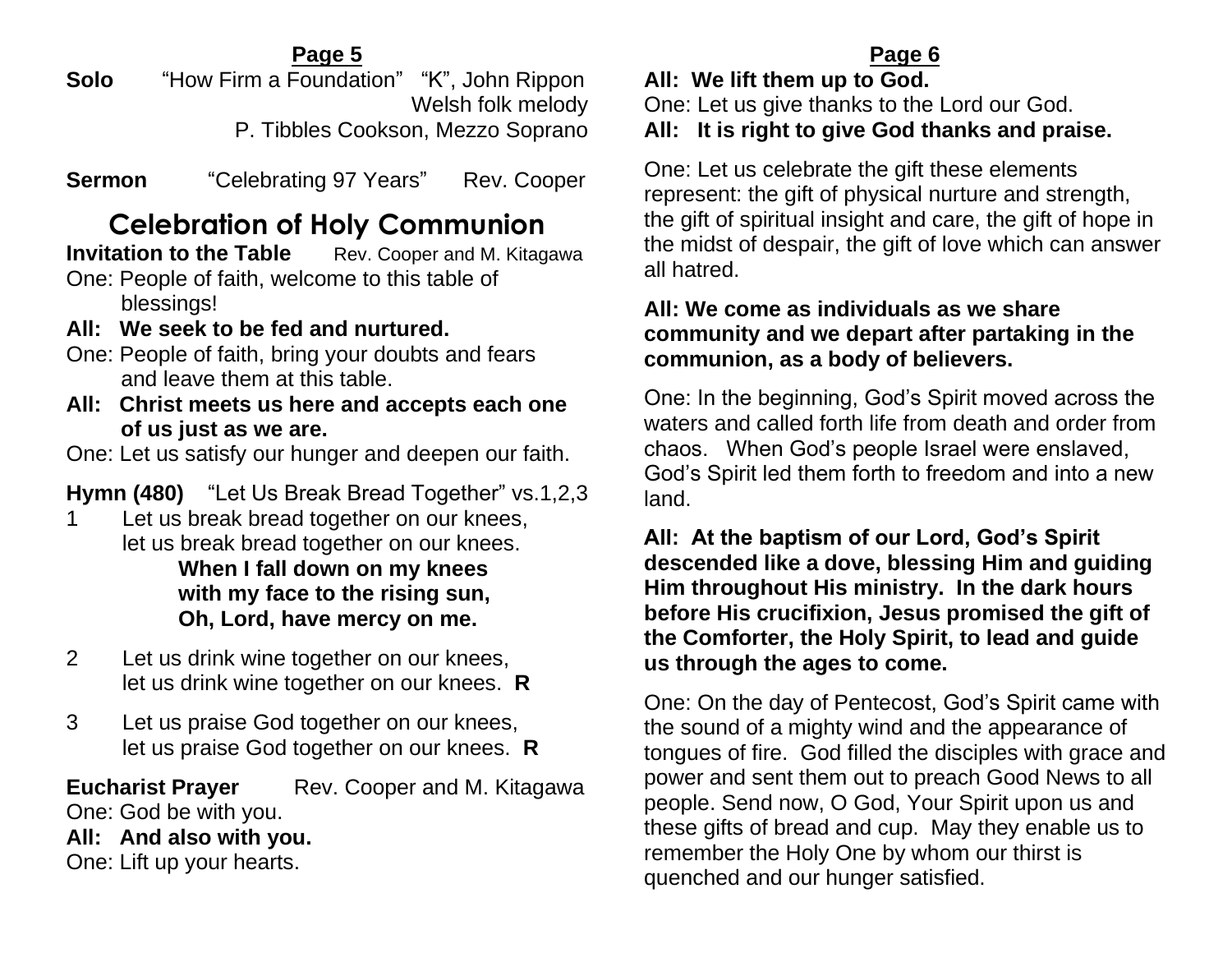**Solo** "How Firm a Foundation" "K", John Rippon
Welsh folk melody
P. Tibbles Cookson, Mezzo Soprano

**Sermon** "Celebrating 97 Years" Rev. Cooper

## Celebration of Holy Communion

**Invitation to the Table** Rev. Cooper and M. Kitagawa

One: People of faith, welcome to this table of blessings!

**All: We seek to be fed and nurtured.**

One: People of faith, bring your doubts and fears and leave them at this table.

**All: Christ meets us here and accepts each one of us just as we are.**

One: Let us satisfy our hunger and deepen our faith.

**Hymn (480)** "Let Us Break Bread Together" vs.1,2,3

1 Let us break bread together on our knees,
let us break bread together on our knees.
**When I fall down on my knees**
**with my face to the rising sun,**
**Oh, Lord, have mercy on me.**

2 Let us drink wine together on our knees,
let us drink wine together on our knees. **R**

3 Let us praise God together on our knees,
let us praise God together on our knees. **R**

**Eucharist Prayer** Rev. Cooper and M. Kitagawa

One: God be with you.

**All: And also with you.**

One: Lift up your hearts.

**All: We lift them up to God.**

One: Let us give thanks to the Lord our God.

**All: It is right to give God thanks and praise.**

One: Let us celebrate the gift these elements represent: the gift of physical nurture and strength, the gift of spiritual insight and care, the gift of hope in the midst of despair, the gift of love which can answer all hatred.

**All: We come as individuals as we share community and we depart after partaking in the communion, as a body of believers.**

One: In the beginning, God's Spirit moved across the waters and called forth life from death and order from chaos. When God's people Israel were enslaved, God's Spirit led them forth to freedom and into a new land.

**All: At the baptism of our Lord, God's Spirit descended like a dove, blessing Him and guiding Him throughout His ministry. In the dark hours before His crucifixion, Jesus promised the gift of the Comforter, the Holy Spirit, to lead and guide us through the ages to come.**

One: On the day of Pentecost, God's Spirit came with the sound of a mighty wind and the appearance of tongues of fire. God filled the disciples with grace and power and sent them out to preach Good News to all people. Send now, O God, Your Spirit upon us and these gifts of bread and cup. May they enable us to remember the Holy One by whom our thirst is quenched and our hunger satisfied.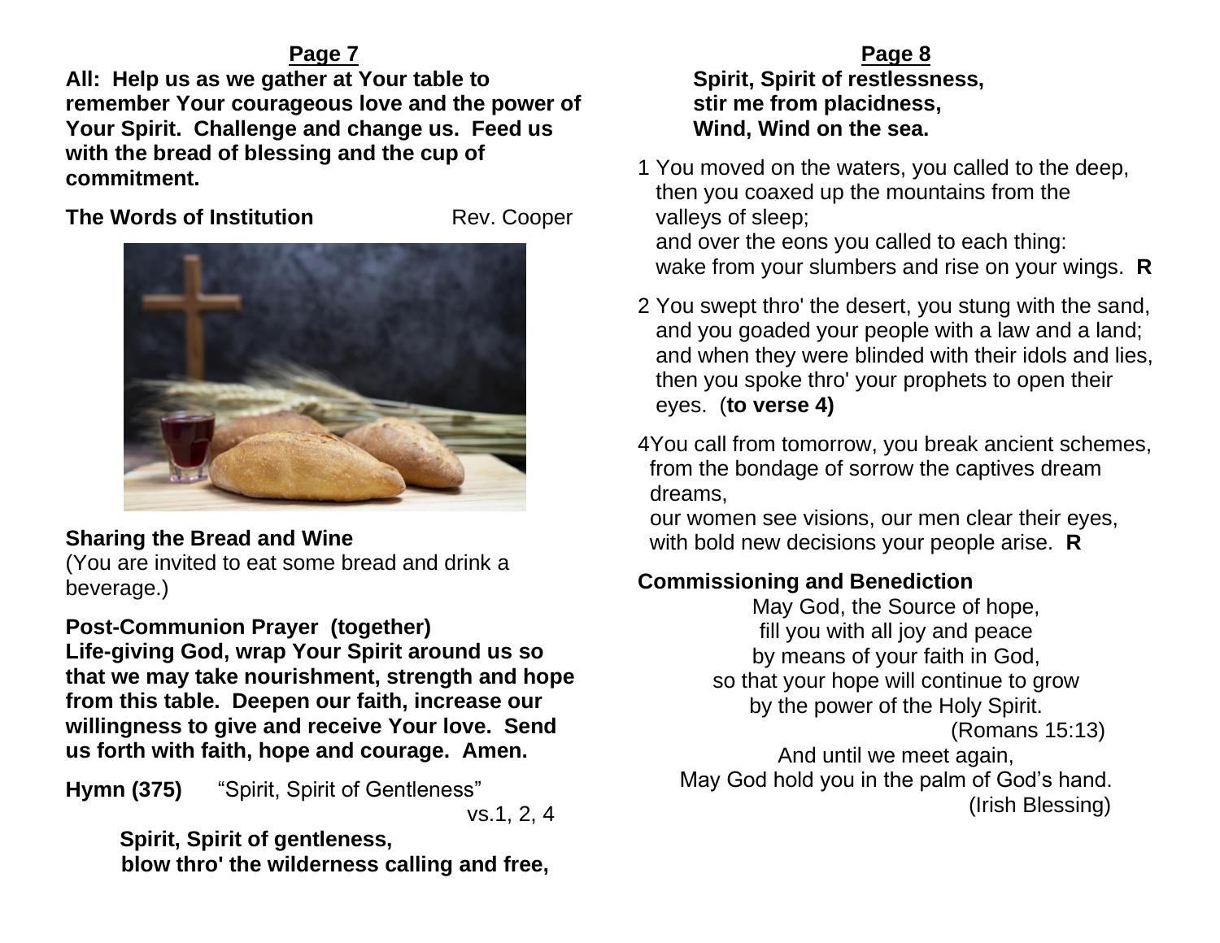**All: Help us as we gather at Your table to remember Your courageous love and the power of Your Spirit. Challenge and change us. Feed us with the bread of blessing and the cup of commitment.**

**The Words of Institution** Rev. Cooper

**Sharing the Bread and Wine**
(You are invited to eat some bread and drink a beverage.)

**Post-Communion Prayer (together)**
**Life-giving God, wrap Your Spirit around us so that we may take nourishment, strength and hope from this table. Deepen our faith, increase our willingness to give and receive Your love. Send us forth with faith, hope and courage. Amen.**

**Hymn (375)** "Spirit, Spirit of Gentleness" vs.1, 2, 4

**Spirit, Spirit of gentleness,**
**blow thro' the wilderness calling and free,**
**Spirit, Spirit of restlessness,**
**stir me from placidness,**
**Wind, Wind on the sea.**

1 You moved on the waters, you called to the deep,
then you coaxed up the mountains from the valleys of sleep;
and over the eons you called to each thing:
wake from your slumbers and rise on your wings. **R**

2 You swept thro' the desert, you stung with the sand,
and you goaded your people with a law and a land;
and when they were blinded with their idols and lies,
then you spoke thro' your prophets to open their eyes. (**to verse 4)**

4 You call from tomorrow, you break ancient schemes,
from the bondage of sorrow the captives dream dreams,
our women see visions, our men clear their eyes,
with bold new decisions your people arise. **R**

**Commissioning and Benediction**

May God, the Source of hope,
fill you with all joy and peace
by means of your faith in God,
so that your hope will continue to grow
by the power of the Holy Spirit.
(Romans 15:13)

And until we meet again,
May God hold you in the palm of God's hand.
(Irish Blessing)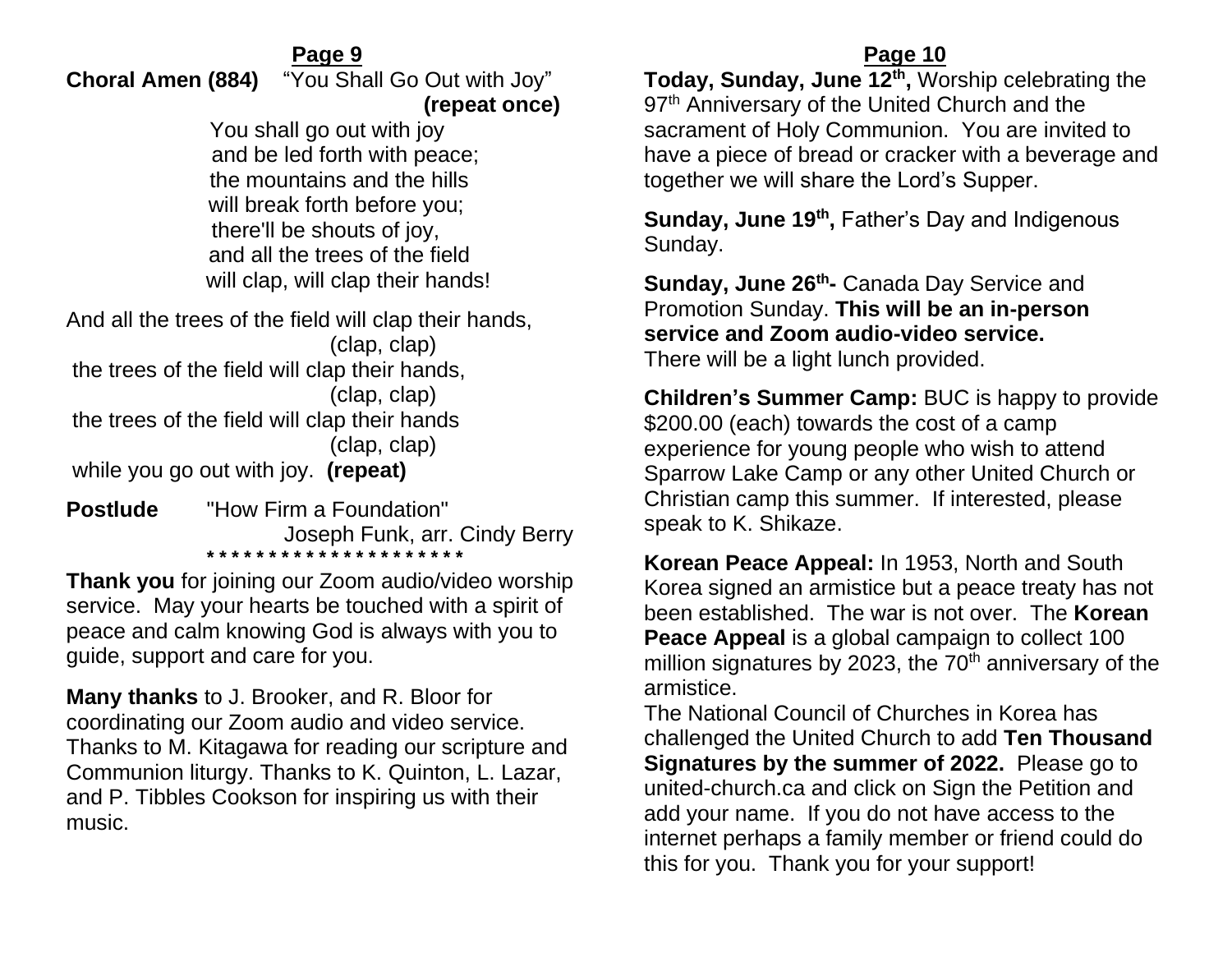**Page 9**

**Choral Amen (884)** "You Shall Go Out with Joy" **(repeat once)**

You shall go out with joy
and be led forth with peace;
the mountains and the hills
will break forth before you;
there'll be shouts of joy,
and all the trees of the field
will clap, will clap their hands!

And all the trees of the field will clap their hands,
(clap, clap)
the trees of the field will clap their hands,
(clap, clap)
the trees of the field will clap their hands
(clap, clap)
while you go out with joy. **(repeat)**

**Postlude** "How Firm a Foundation"
Joseph Funk, arr. Cindy Berry

\* \* \* \* \* \* \* \* \* \* \* \* \* \* \* \* \* \* \* \* \*

**Thank you** for joining our Zoom audio/video worship service. May your hearts be touched with a spirit of peace and calm knowing God is always with you to guide, support and care for you.

**Many thanks** to J. Brooker, and R. Bloor for coordinating our Zoom audio and video service. Thanks to M. Kitagawa for reading our scripture and Communion liturgy. Thanks to K. Quinton, L. Lazar, and P. Tibbles Cookson for inspiring us with their music.

**Page 10**

**Today, Sunday, June 12th,** Worship celebrating the 97th Anniversary of the United Church and the sacrament of Holy Communion. You are invited to have a piece of bread or cracker with a beverage and together we will share the Lord's Supper.

**Sunday, June 19th,** Father's Day and Indigenous Sunday.

**Sunday, June 26th-** Canada Day Service and Promotion Sunday. **This will be an in-person service and Zoom audio-video service.** There will be a light lunch provided.

**Children's Summer Camp:** BUC is happy to provide $200.00 (each) towards the cost of a camp experience for young people who wish to attend Sparrow Lake Camp or any other United Church or Christian camp this summer. If interested, please speak to K. Shikaze.

**Korean Peace Appeal:** In 1953, North and South Korea signed an armistice but a peace treaty has not been established. The war is not over. The **Korean Peace Appeal** is a global campaign to collect 100 million signatures by 2023, the 70th anniversary of the armistice.
The National Council of Churches in Korea has challenged the United Church to add **Ten Thousand Signatures by the summer of 2022.** Please go to united-church.ca and click on Sign the Petition and add your name. If you do not have access to the internet perhaps a family member or friend could do this for you. Thank you for your support!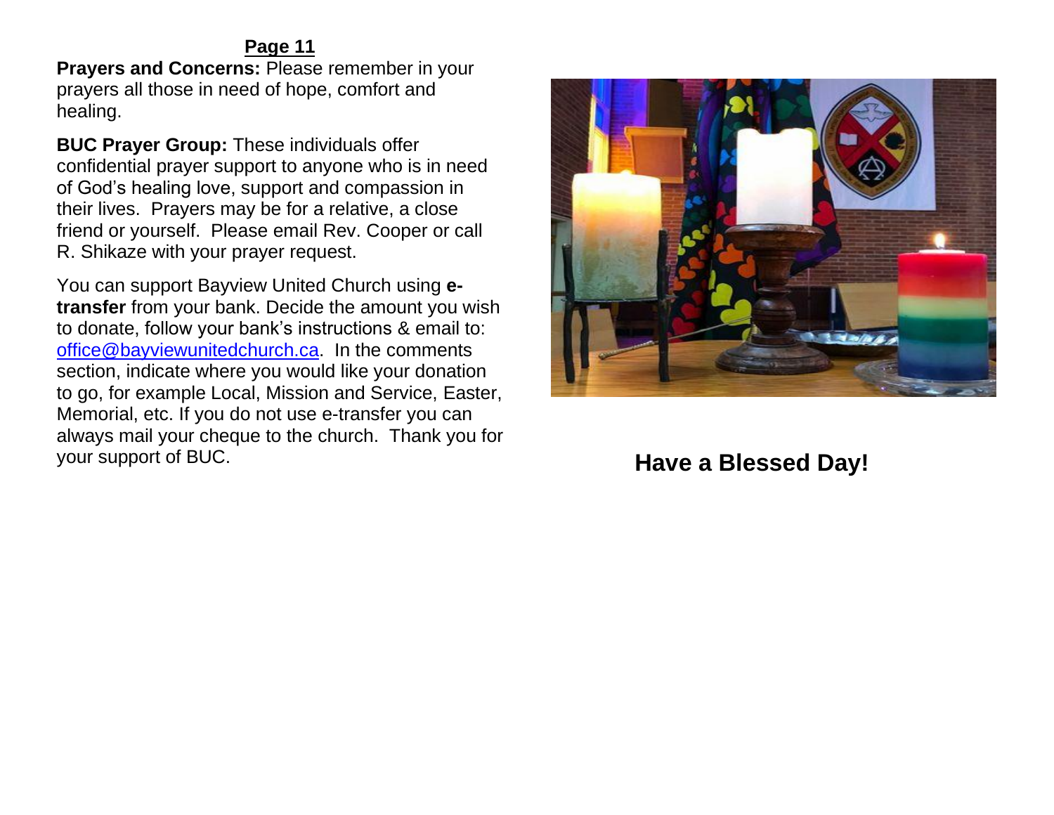**Page 11**

**Prayers and Concerns:** Please remember in your prayers all those in need of hope, comfort and healing.

**BUC Prayer Group:** These individuals offer confidential prayer support to anyone who is in need of God's healing love, support and compassion in their lives. Prayers may be for a relative, a close friend or yourself. Please email Rev. Cooper or call R. Shikaze with your prayer request.

You can support Bayview United Church using **e-transfer** from your bank. Decide the amount you wish to donate, follow your bank's instructions & email to: office@bayviewunitedchurch.ca. In the comments section, indicate where you would like your donation to go, for example Local, Mission and Service, Easter, Memorial, etc. If you do not use e-transfer you can always mail your cheque to the church. Thank you for your support of BUC.

**Have a Blessed Day!**